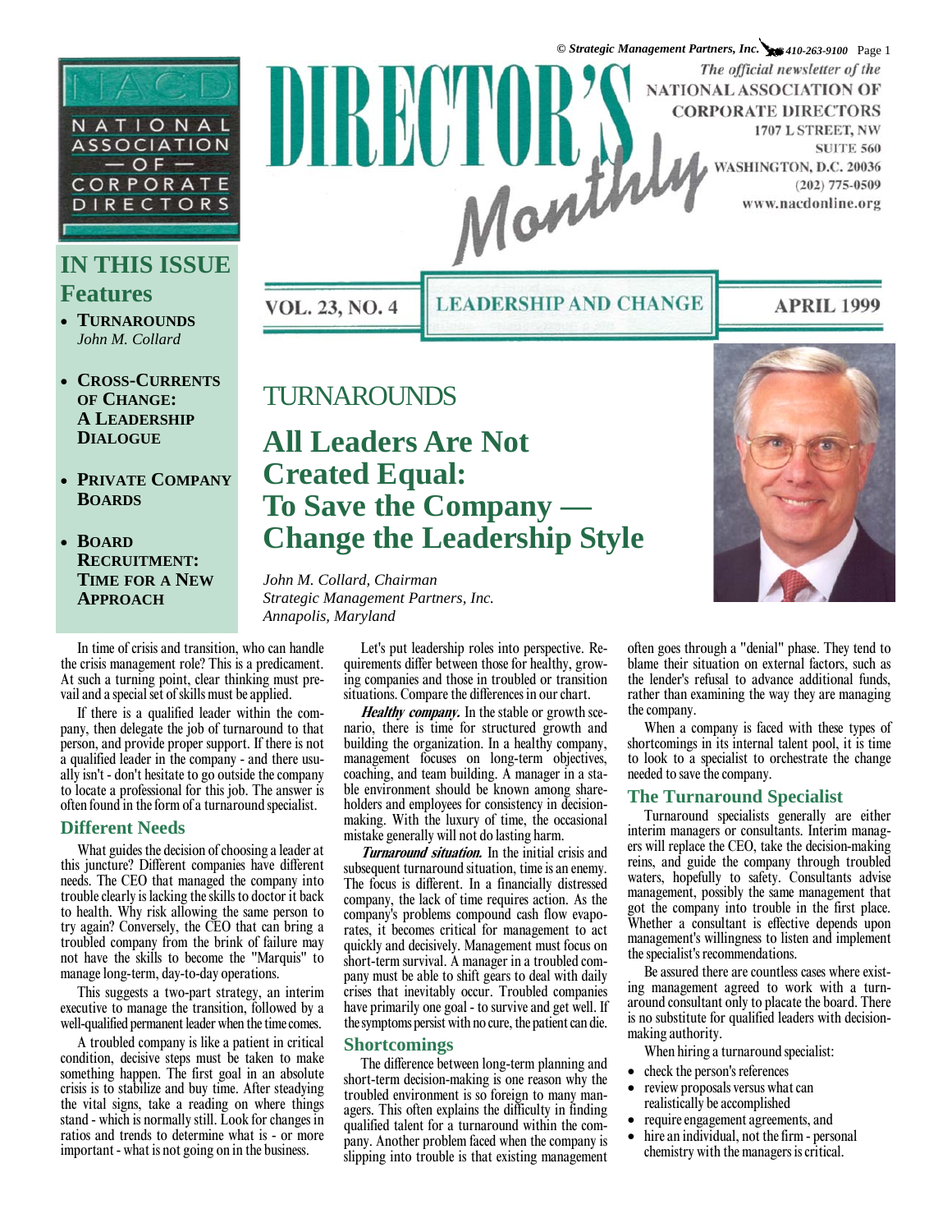# DIRECTOR'S Monthly

*The official newsletter of the*
NATIONAL ASSOCIATION OF CORPORATE DIRECTORS
1707 L STREET, NW
SUITE 560
WASHINGTON, D.C. 20036
(202) 775-0509
www.nacdonline.org

VOL. 23, NO. 4 | LEADERSHIP AND CHANGE | APRIL 1999

## IN THIS ISSUE

### Features

- **TURNAROUNDS** *John M. Collard*
- **CROSS-CURRENTS OF CHANGE: A LEADERSHIP DIALOGUE**
- **PRIVATE COMPANY BOARDS**
- **BOARD RECRUITMENT: TIME FOR A NEW APPROACH**

## TURNAROUNDS

# All Leaders Are Not Created Equal: To Save the Company — Change the Leadership Style

*John M. Collard, Chairman*
*Strategic Management Partners, Inc.*
*Annapolis, Maryland*

In time of crisis and transition, who can handle the crisis management role? This is a predicament. At such a turning point, clear thinking must prevail and a special set of skills must be applied.

If there is a qualified leader within the company, then delegate the job of turnaround to that person, and provide proper support. If there is not a qualified leader in the company - and there usually isn't - don't hesitate to go outside the company to locate a professional for this job. The answer is often found in the form of a turnaround specialist.

### Different Needs

What guides the decision of choosing a leader at this juncture? Different companies have different needs. The CEO that managed the company into trouble clearly is lacking the skills to doctor it back to health. Why risk allowing the same person to try again? Conversely, the CEO that can bring a troubled company from the brink of failure may not have the skills to become the "Marquis" to manage long-term, day-to-day operations.

This suggests a two-part strategy, an interim executive to manage the transition, followed by a well-qualified permanent leader when the time comes.

A troubled company is like a patient in critical condition, decisive steps must be taken to make something happen. The first goal in an absolute crisis is to stabilize and buy time. After steadying the vital signs, take a reading on where things stand - which is normally still. Look for changes in ratios and trends to determine what is - or more important - what is not going on in the business.

Let's put leadership roles into perspective. Requirements differ between those for healthy, growing companies and those in troubled or transition situations. Compare the differences in our chart.

***Healthy company.*** In the stable or growth scenario, there is time for structured growth and building the organization. In a healthy company, management focuses on long-term objectives, coaching, and team building. A manager in a stable environment should be known among shareholders and employees for consistency in decision-making. With the luxury of time, the occasional mistake generally will not do lasting harm.

***Turnaround situation.*** In the initial crisis and subsequent turnaround situation, time is an enemy. The focus is different. In a financially distressed company, the lack of time requires action. As the company's problems compound cash flow evaporates, it becomes critical for management to act quickly and decisively. Management must focus on short-term survival. A manager in a troubled company must be able to shift gears to deal with daily crises that inevitably occur. Troubled companies have primarily one goal - to survive and get well. If the symptoms persist with no cure, the patient can die.

### Shortcomings

The difference between long-term planning and short-term decision-making is one reason why the troubled environment is so foreign to many managers. This often explains the difficulty in finding qualified talent for a turnaround within the company. Another problem faced when the company is slipping into trouble is that existing management often goes through a "denial" phase. They tend to blame their situation on external factors, such as the lender's refusal to advance additional funds, rather than examining the way they are managing the company.

When a company is faced with these types of shortcomings in its internal talent pool, it is time to look to a specialist to orchestrate the change needed to save the company.

### The Turnaround Specialist

Turnaround specialists generally are either interim managers or consultants. Interim managers will replace the CEO, take the decision-making reins, and guide the company through troubled waters, hopefully to safety. Consultants advise management, possibly the same management that got the company into trouble in the first place. Whether a consultant is effective depends upon management's willingness to listen and implement the specialist's recommendations.

Be assured there are countless cases where existing management agreed to work with a turnaround consultant only to placate the board. There is no substitute for qualified leaders with decision-making authority.

When hiring a turnaround specialist:

- check the person's references
- review proposals versus what can realistically be accomplished
- require engagement agreements, and
- hire an individual, not the firm - personal chemistry with the managers is critical.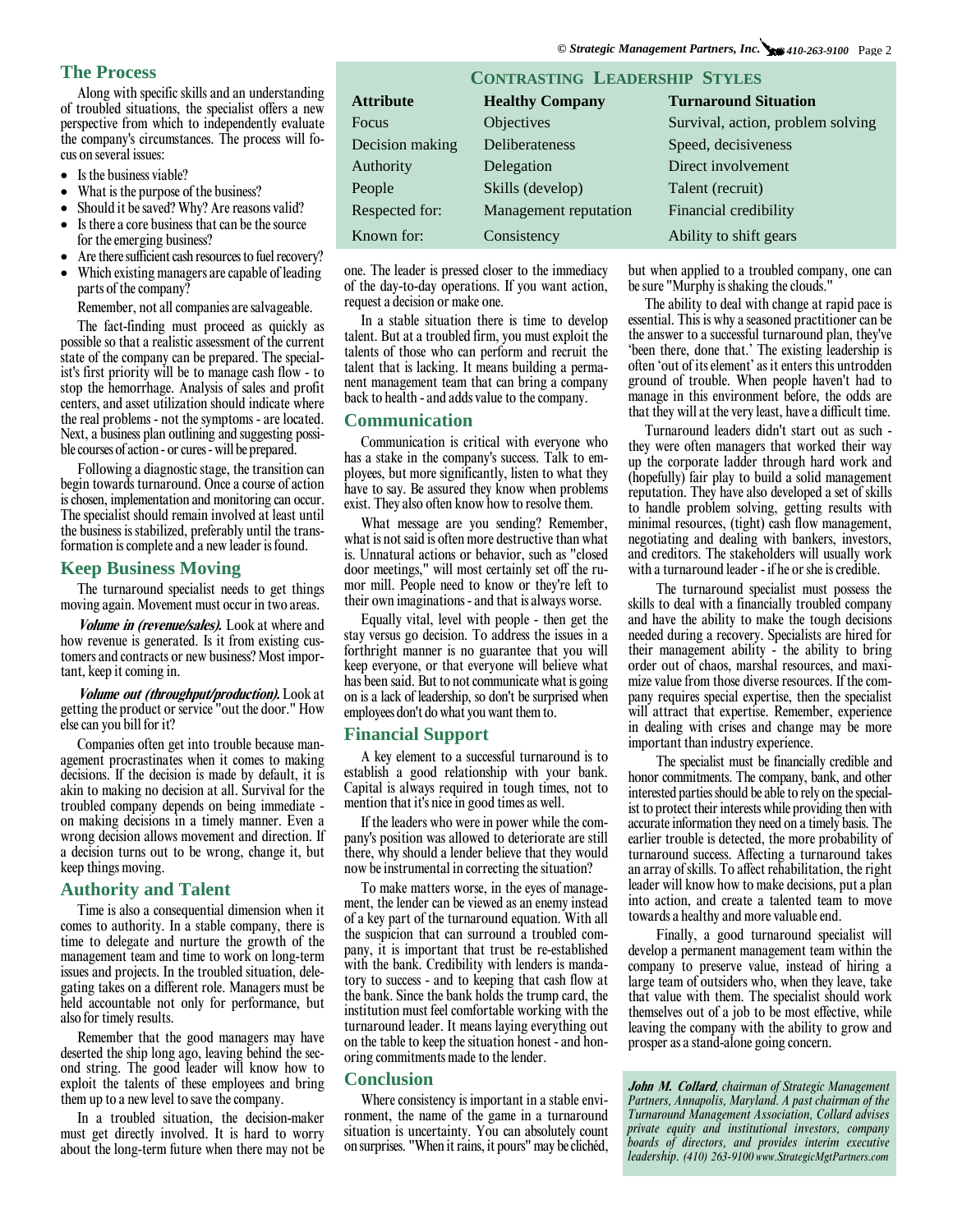## The Process

Along with specific skills and an understanding of troubled situations, the specialist offers a new perspective from which to independently evaluate the company's circumstances. The process will focus on several issues:

- Is the business viable?
- What is the purpose of the business?
- Should it be saved? Why? Are reasons valid?
- Is there a core business that can be the source for the emerging business?
- Are there sufficient cash resources to fuel recovery?
- Which existing managers are capable of leading parts of the company?

Remember, not all companies are salvageable.

The fact-finding must proceed as quickly as possible so that a realistic assessment of the current state of the company can be prepared. The specialist's first priority will be to manage cash flow - to stop the hemorrhage. Analysis of sales and profit centers, and asset utilization should indicate where the real problems - not the symptoms - are located. Next, a business plan outlining and suggesting possible courses of action - or cures - will be prepared.

Following a diagnostic stage, the transition can begin towards turnaround. Once a course of action is chosen, implementation and monitoring can occur. The specialist should remain involved at least until the business is stabilized, preferably until the transformation is complete and a new leader is found.

## Keep Business Moving

The turnaround specialist needs to get things moving again. Movement must occur in two areas.

***Volume in (revenue/sales).*** Look at where and how revenue is generated. Is it from existing customers and contracts or new business? Most important, keep it coming in.

***Volume out (throughput/production).*** Look at getting the product or service "out the door." How else can you bill for it?

Companies often get into trouble because management procrastinates when it comes to making decisions. If the decision is made by default, it is akin to making no decision at all. Survival for the troubled company depends on being immediate - on making decisions in a timely manner. Even a wrong decision allows movement and direction. If a decision turns out to be wrong, change it, but keep things moving.

## Authority and Talent

Time is also a consequential dimension when it comes to authority. In a stable company, there is time to delegate and nurture the growth of the management team and time to work on long-term issues and projects. In the troubled situation, delegating takes on a different role. Managers must be held accountable not only for performance, but also for timely results.

Remember that the good managers may have deserted the ship long ago, leaving behind the second string. The good leader will know how to exploit the talents of these employees and bring them up to a new level to save the company.

In a troubled situation, the decision-maker must get directly involved. It is hard to worry about the long-term future when there may not be one. The leader is pressed closer to the immediacy of the day-to-day operations. If you want action, request a decision or make one.

In a stable situation there is time to develop talent. But at a troubled firm, you must exploit the talents of those who can perform and recruit the talent that is lacking. It means building a permanent management team that can bring a company back to health - and adds value to the company.

### Contrasting Leadership Styles

| Attribute | Healthy Company | Turnaround Situation |
|---|---|---|
| Focus | Objectives | Survival, action, problem solving |
| Decision making | Deliberateness | Speed, decisiveness |
| Authority | Delegation | Direct involvement |
| People | Skills (develop) | Talent (recruit) |
| Respected for: | Management reputation | Financial credibility |
| Known for: | Consistency | Ability to shift gears |

## Communication

Communication is critical with everyone who has a stake in the company's success. Talk to employees, but more significantly, listen to what they have to say. Be assured they know when problems exist. They also often know how to resolve them.

What message are you sending? Remember, what is not said is often more destructive than what is. Unnatural actions or behavior, such as "closed door meetings," will most certainly set off the rumor mill. People need to know or they're left to their own imaginations - and that is always worse.

Equally vital, level with people - then get the stay versus go decision. To address the issues in a forthright manner is no guarantee that you will keep everyone, or that everyone will believe what has been said. But to not communicate what is going on is a lack of leadership, so don't be surprised when employees don't do what you want them to.

## Financial Support

A key element to a successful turnaround is to establish a good relationship with your bank. Capital is always required in tough times, not to mention that it's nice in good times as well.

If the leaders who were in power while the company's position was allowed to deteriorate are still there, why should a lender believe that they would now be instrumental in correcting the situation?

To make matters worse, in the eyes of management, the lender can be viewed as an enemy instead of a key part of the turnaround equation. With all the suspicion that can surround a troubled company, it is important that trust be re-established with the bank. Credibility with lenders is mandatory to success - and to keeping that cash flow at the bank. Since the bank holds the trump card, the institution must feel comfortable working with the turnaround leader. It means laying everything out on the table to keep the situation honest - and honoring commitments made to the lender.

## Conclusion

Where consistency is important in a stable environment, the name of the game in a turnaround situation is uncertainty. You can absolutely count on surprises. "When it rains, it pours" may be clichéd, but when applied to a troubled company, one can be sure "Murphy is shaking the clouds."

The ability to deal with change at rapid pace is essential. This is why a seasoned practitioner can be the answer to a successful turnaround plan, they've 'been there, done that.' The existing leadership is often 'out of its element' as it enters this untrodden ground of trouble. When people haven't had to manage in this environment before, the odds are that they will at the very least, have a difficult time.

Turnaround leaders didn't start out as such - they were often managers that worked their way up the corporate ladder through hard work and (hopefully) fair play to build a solid management reputation. They have also developed a set of skills to handle problem solving, getting results with minimal resources, (tight) cash flow management, negotiating and dealing with bankers, investors, and creditors. The stakeholders will usually work with a turnaround leader - if he or she is credible.

The turnaround specialist must possess the skills to deal with a financially troubled company and have the ability to make the tough decisions needed during a recovery. Specialists are hired for their management ability - the ability to bring order out of chaos, marshal resources, and maximize value from those diverse resources. If the company requires special expertise, then the specialist will attract that expertise. Remember, experience in dealing with crises and change may be more important than industry experience.

The specialist must be financially credible and honor commitments. The company, bank, and other interested parties should be able to rely on the specialist to protect their interests while providing them with accurate information they need on a timely basis. The earlier trouble is detected, the more probability of turnaround success. Affecting a turnaround takes an array of skills. To affect rehabilitation, the right leader will know how to make decisions, put a plan into action, and create a talented team to move towards a healthy and more valuable end.

Finally, a good turnaround specialist will develop a permanent management team within the company to preserve value, instead of hiring a large team of outsiders who, when they leave, take that value with them. The specialist should work themselves out of a job to be most effective, while leaving the company with the ability to grow and prosper as a stand-alone going concern.

*__John M. Collard__, chairman of Strategic Management Partners, Annapolis, Maryland. A past chairman of the Turnaround Management Association, Collard advises private equity and institutional investors, company boards of directors, and provides interim executive leadership. (410) 263-9100 www.StrategicMgtPartners.com*